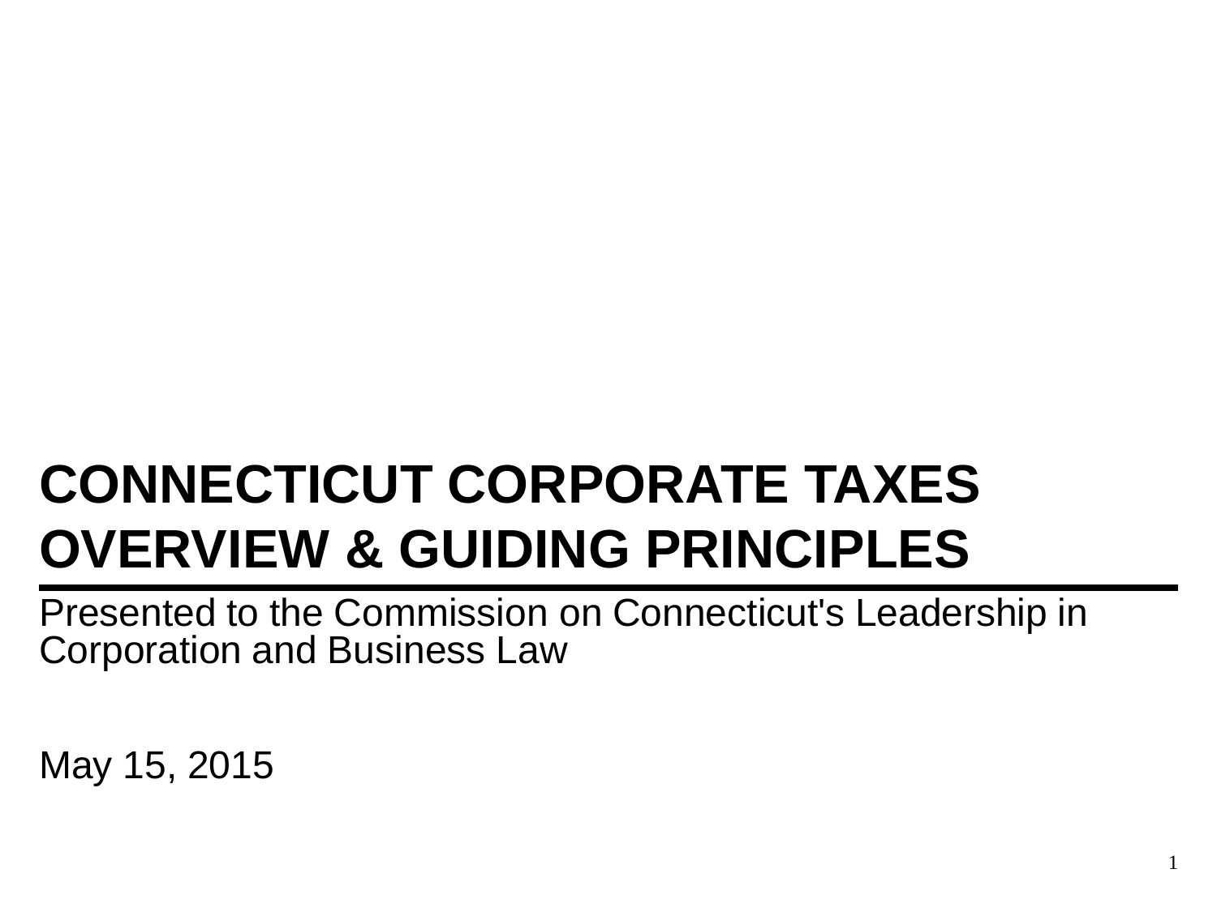# CONNECTICUT CORPORATE TAXES OVERVIEW & GUIDING PRINCIPLES

Presented to the Commission on Connecticut's Leadership in Corporation and Business Law

May 15, 2015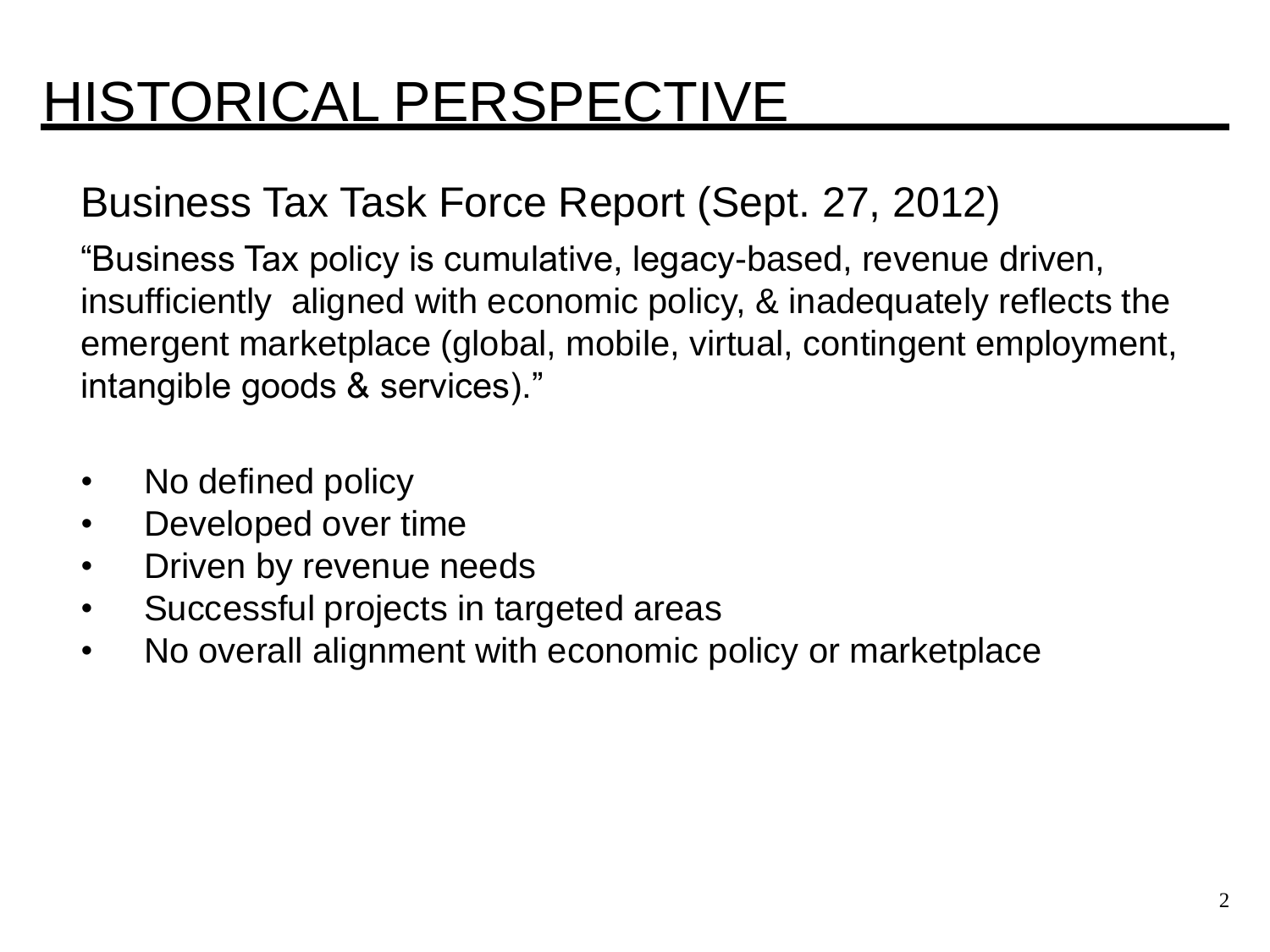# HISTORICAL PERSPECTIVE

## Business Tax Task Force Report (Sept. 27, 2012)

"Business Tax policy is cumulative, legacy-based, revenue driven, insufficiently aligned with economic policy, & inadequately reflects the emergent marketplace (global, mobile, virtual, contingent employment, intangible goods & services)."

- No defined policy
- Developed over time
- Driven by revenue needs
- Successful projects in targeted areas
- No overall alignment with economic policy or marketplace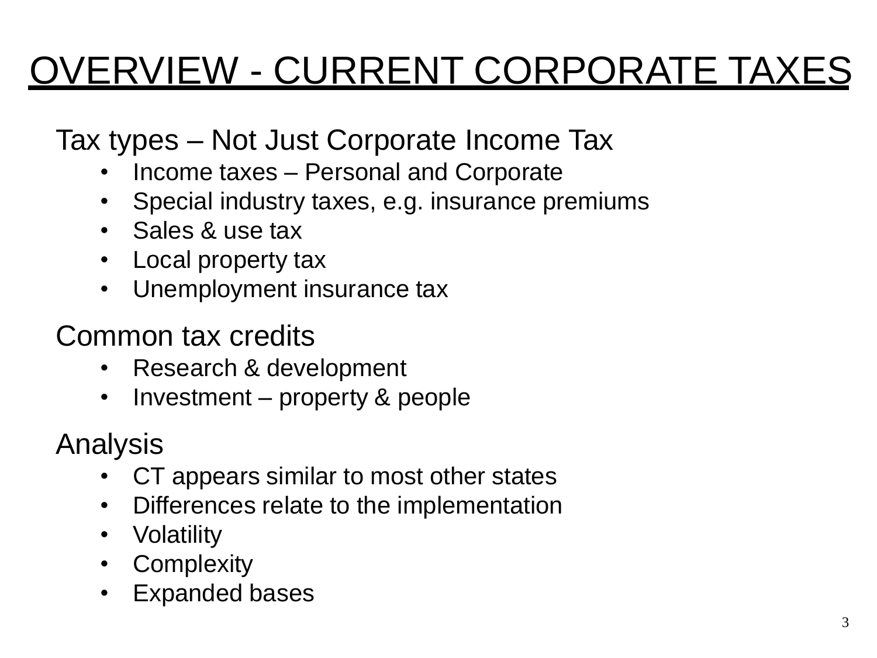# OVERVIEW - CURRENT CORPORATE TAXES

Tax types – Not Just Corporate Income Tax

- Income taxes – Personal and Corporate
- Special industry taxes, e.g. insurance premiums
- Sales & use tax
- Local property tax
- Unemployment insurance tax

Common tax credits

- Research & development
- Investment – property & people

Analysis

- CT appears similar to most other states
- Differences relate to the implementation
- Volatility
- Complexity
- Expanded bases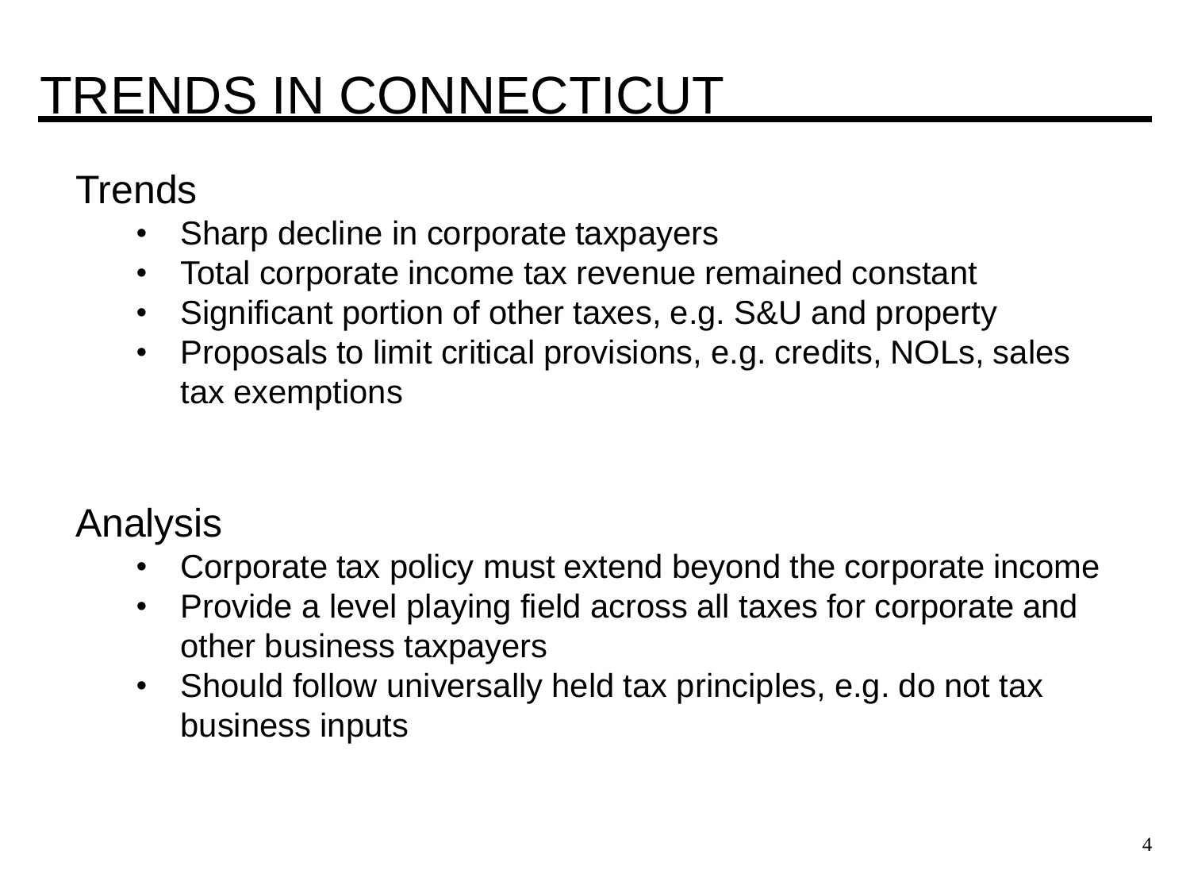# TRENDS IN CONNECTICUT

## Trends

- Sharp decline in corporate taxpayers
- Total corporate income tax revenue remained constant
- Significant portion of other taxes, e.g. S&U and property
- Proposals to limit critical provisions, e.g. credits, NOLs, sales tax exemptions

## Analysis

- Corporate tax policy must extend beyond the corporate income
- Provide a level playing field across all taxes for corporate and other business taxpayers
- Should follow universally held tax principles, e.g. do not tax business inputs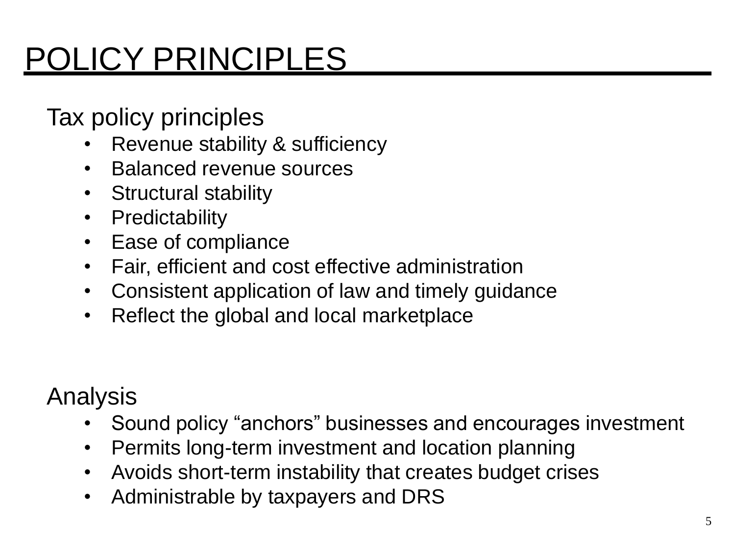# POLICY PRINCIPLES

## Tax policy principles

- Revenue stability & sufficiency
- Balanced revenue sources
- Structural stability
- Predictability
- Ease of compliance
- Fair, efficient and cost effective administration
- Consistent application of law and timely guidance
- Reflect the global and local marketplace

## Analysis

- Sound policy "anchors" businesses and encourages investment
- Permits long-term investment and location planning
- Avoids short-term instability that creates budget crises
- Administrable by taxpayers and DRS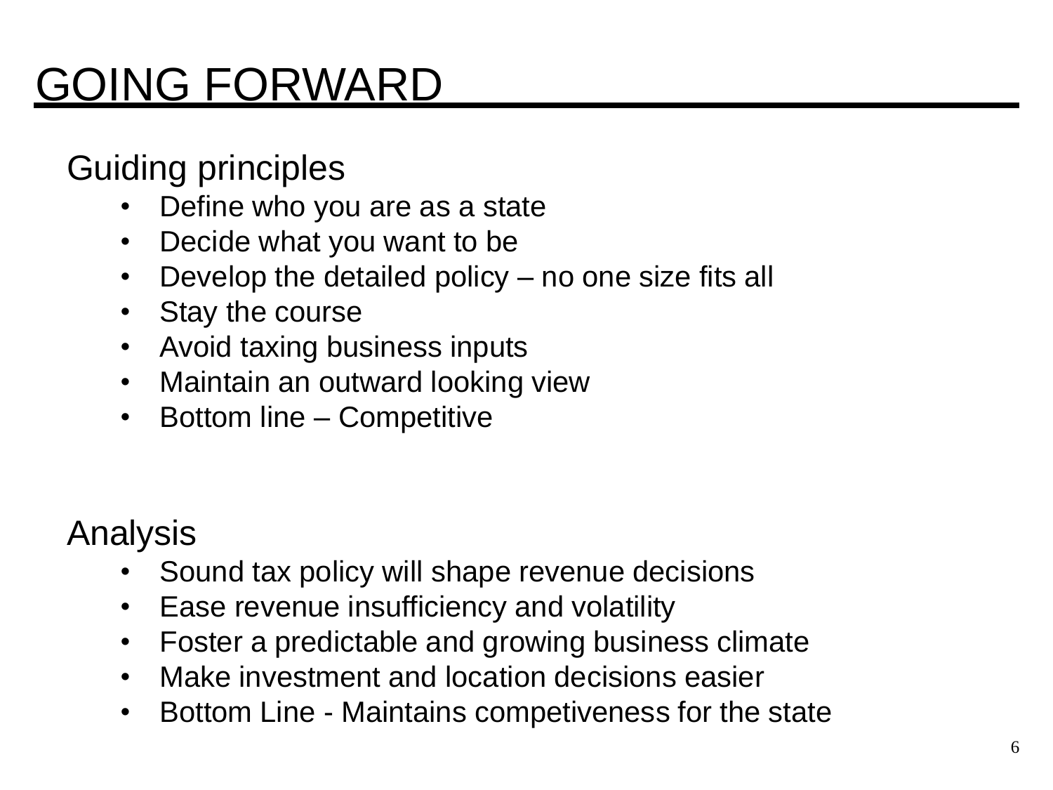# GOING FORWARD

## Guiding principles

- Define who you are as a state
- Decide what you want to be
- Develop the detailed policy – no one size fits all
- Stay the course
- Avoid taxing business inputs
- Maintain an outward looking view
- Bottom line – Competitive

## Analysis

- Sound tax policy will shape revenue decisions
- Ease revenue insufficiency and volatility
- Foster a predictable and growing business climate
- Make investment and location decisions easier
- Bottom Line - Maintains competiveness for the state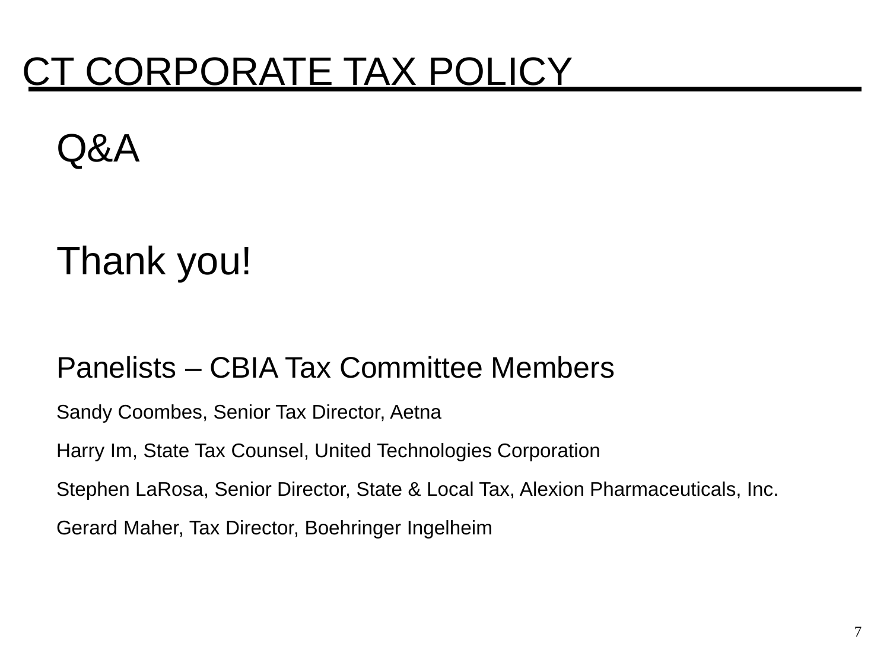# CT CORPORATE TAX POLICY

Q&A

Thank you!

Panelists – CBIA Tax Committee Members

Sandy Coombes, Senior Tax Director, Aetna

Harry Im, State Tax Counsel, United Technologies Corporation

Stephen LaRosa, Senior Director, State & Local Tax, Alexion Pharmaceuticals, Inc.

Gerard Maher, Tax Director, Boehringer Ingelheim